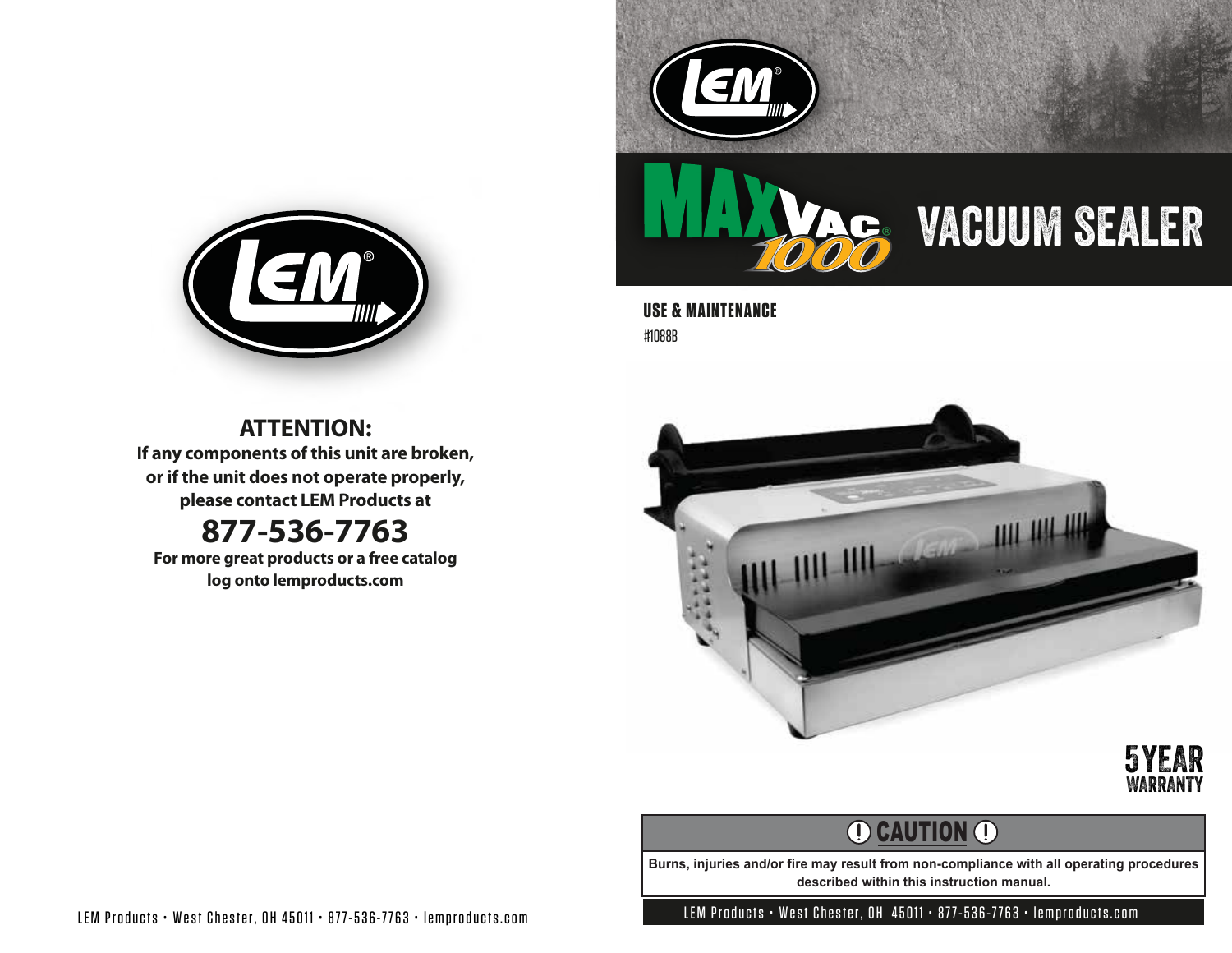## ATTENTION:

**If any components of this unit are broken, or if the unit does not operate properly, please contact LEM Products at**

# 877-536-7763

**For more great products or a free catalog log onto lemproducts.com**

LEM Products • West Chester, OH 45011 • 877-536-7763 • lemproducts.com

# MAXVAC® 1000 VACUUM SEALER

## USE & MAINTENANCE

#1088B

5 YEAR WARRANTY

## ⓘ CAUTION ⓘ

**Burns, injuries and/or fire may result from non-compliance with all operating procedures described within this instruction manual.**

LEM Products • West Chester, OH 45011 • 877-536-7763 • lemproducts.com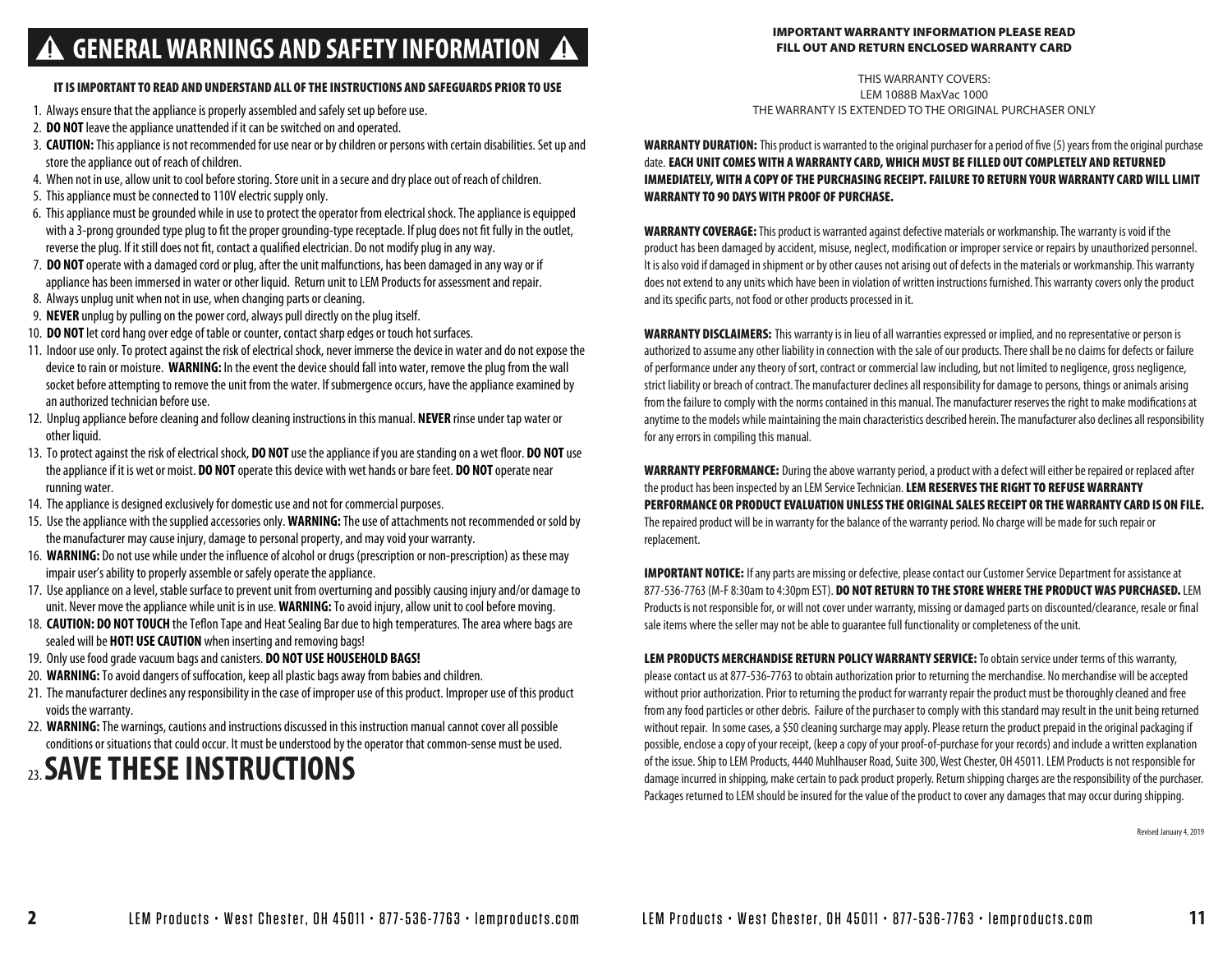# ⚠ GENERAL WARNINGS AND SAFETY INFORMATION ⚠

**IT IS IMPORTANT TO READ AND UNDERSTAND ALL OF THE INSTRUCTIONS AND SAFEGUARDS PRIOR TO USE**

1. Always ensure that the appliance is properly assembled and safely set up before use.
2. **DO NOT** leave the appliance unattended if it can be switched on and operated.
3. **CAUTION:** This appliance is not recommended for use near or by children or persons with certain disabilities. Set up and store the appliance out of reach of children.
4. When not in use, allow unit to cool before storing. Store unit in a secure and dry place out of reach of children.
5. This appliance must be connected to 110V electric supply only.
6. This appliance must be grounded while in use to protect the operator from electrical shock. The appliance is equipped with a 3-prong grounded type plug to fit the proper grounding-type receptacle. If plug does not fit fully in the outlet, reverse the plug. If it still does not fit, contact a qualified electrician. Do not modify plug in any way.
7. **DO NOT** operate with a damaged cord or plug, after the unit malfunctions, has been damaged in any way or if appliance has been immersed in water or other liquid. Return unit to LEM Products for assessment and repair.
8. Always unplug unit when not in use, when changing parts or cleaning.
9. **NEVER** unplug by pulling on the power cord, always pull directly on the plug itself.
10. **DO NOT** let cord hang over edge of table or counter, contact sharp edges or touch hot surfaces.
11. Indoor use only. To protect against the risk of electrical shock, never immerse the device in water and do not expose the device to rain or moisture. **WARNING:** In the event the device should fall into water, remove the plug from the wall socket before attempting to remove the unit from the water. If submergence occurs, have the appliance examined by an authorized technician before use.
12. Unplug appliance before cleaning and follow cleaning instructions in this manual. **NEVER** rinse under tap water or other liquid.
13. To protect against the risk of electrical shock, **DO NOT** use the appliance if you are standing on a wet floor. **DO NOT** use the appliance if it is wet or moist. **DO NOT** operate this device with wet hands or bare feet. **DO NOT** operate near running water.
14. The appliance is designed exclusively for domestic use and not for commercial purposes.
15. Use the appliance with the supplied accessories only. **WARNING:** The use of attachments not recommended or sold by the manufacturer may cause injury, damage to personal property, and may void your warranty.
16. **WARNING:** Do not use while under the influence of alcohol or drugs (prescription or non-prescription) as these may impair user's ability to properly assemble or safely operate the appliance.
17. Use appliance on a level, stable surface to prevent unit from overturning and possibly causing injury and/or damage to unit. Never move the appliance while unit is in use. **WARNING:** To avoid injury, allow unit to cool before moving.
18. **CAUTION: DO NOT TOUCH** the Teflon Tape and Heat Sealing Bar due to high temperatures. The area where bags are sealed will be **HOT! USE CAUTION** when inserting and removing bags!
19. Only use food grade vacuum bags and canisters. **DO NOT USE HOUSEHOLD BAGS!**
20. **WARNING:** To avoid dangers of suffocation, keep all plastic bags away from babies and children.
21. The manufacturer declines any responsibility in the case of improper use of this product. Improper use of this product voids the warranty.
22. **WARNING:** The warnings, cautions and instructions discussed in this instruction manual cannot cover all possible conditions or situations that could occur. It must be understood by the operator that common-sense must be used.
23. **SAVE THESE INSTRUCTIONS**

**IMPORTANT WARRANTY INFORMATION PLEASE READ**
**FILL OUT AND RETURN ENCLOSED WARRANTY CARD**

THIS WARRANTY COVERS:
LEM 1088B MaxVac 1000
THE WARRANTY IS EXTENDED TO THE ORIGINAL PURCHASER ONLY

**WARRANTY DURATION:** This product is warranted to the original purchaser for a period of five (5) years from the original purchase date. **EACH UNIT COMES WITH A WARRANTY CARD, WHICH MUST BE FILLED OUT COMPLETELY AND RETURNED IMMEDIATELY, WITH A COPY OF THE PURCHASING RECEIPT. FAILURE TO RETURN YOUR WARRANTY CARD WILL LIMIT WARRANTY TO 90 DAYS WITH PROOF OF PURCHASE.**

**WARRANTY COVERAGE:** This product is warranted against defective materials or workmanship. The warranty is void if the product has been damaged by accident, misuse, neglect, modification or improper service or repairs by unauthorized personnel. It is also void if damaged in shipment or by other causes not arising out of defects in the materials or workmanship. This warranty does not extend to any units which have been in violation of written instructions furnished. This warranty covers only the product and its specific parts, not food or other products processed in it.

**WARRANTY DISCLAIMERS:** This warranty is in lieu of all warranties expressed or implied, and no representative or person is authorized to assume any other liability in connection with the sale of our products. There shall be no claims for defects or failure of performance under any theory of sort, contract or commercial law including, but not limited to negligence, gross negligence, strict liability or breach of contract. The manufacturer declines all responsibility for damage to persons, things or animals arising from the failure to comply with the norms contained in this manual. The manufacturer reserves the right to make modifications at anytime to the models while maintaining the main characteristics described herein. The manufacturer also declines all responsibility for any errors in compiling this manual.

**WARRANTY PERFORMANCE:** During the above warranty period, a product with a defect will either be repaired or replaced after the product has been inspected by an LEM Service Technician. **LEM RESERVES THE RIGHT TO REFUSE WARRANTY PERFORMANCE OR PRODUCT EVALUATION UNLESS THE ORIGINAL SALES RECEIPT OR THE WARRANTY CARD IS ON FILE.** The repaired product will be in warranty for the balance of the warranty period. No charge will be made for such repair or replacement.

**IMPORTANT NOTICE:** If any parts are missing or defective, please contact our Customer Service Department for assistance at 877-536-7763 (M-F 8:30am to 4:30pm EST). **DO NOT RETURN TO THE STORE WHERE THE PRODUCT WAS PURCHASED.** LEM Products is not responsible for, or will not cover under warranty, missing or damaged parts on discounted/clearance, resale or final sale items where the seller may not be able to guarantee full functionality or completeness of the unit.

**LEM PRODUCTS MERCHANDISE RETURN POLICY WARRANTY SERVICE:** To obtain service under terms of this warranty, please contact us at 877-536-7763 to obtain authorization prior to returning the merchandise. No merchandise will be accepted without prior authorization. Prior to returning the product for warranty repair the product must be thoroughly cleaned and free from any food particles or other debris. Failure of the purchaser to comply with this standard may result in the unit being returned without repair. In some cases, a $50 cleaning surcharge may apply. Please return the product prepaid in the original packaging if possible, enclose a copy of your receipt, (keep a copy of your proof-of-purchase for your records) and include a written explanation of the issue. Ship to LEM Products, 4440 Muhlhauser Road, Suite 300, West Chester, OH 45011. LEM Products is not responsible for damage incurred in shipping, make certain to pack product properly. Return shipping charges are the responsibility of the purchaser. Packages returned to LEM should be insured for the value of the product to cover any damages that may occur during shipping.

Revised January 4, 2019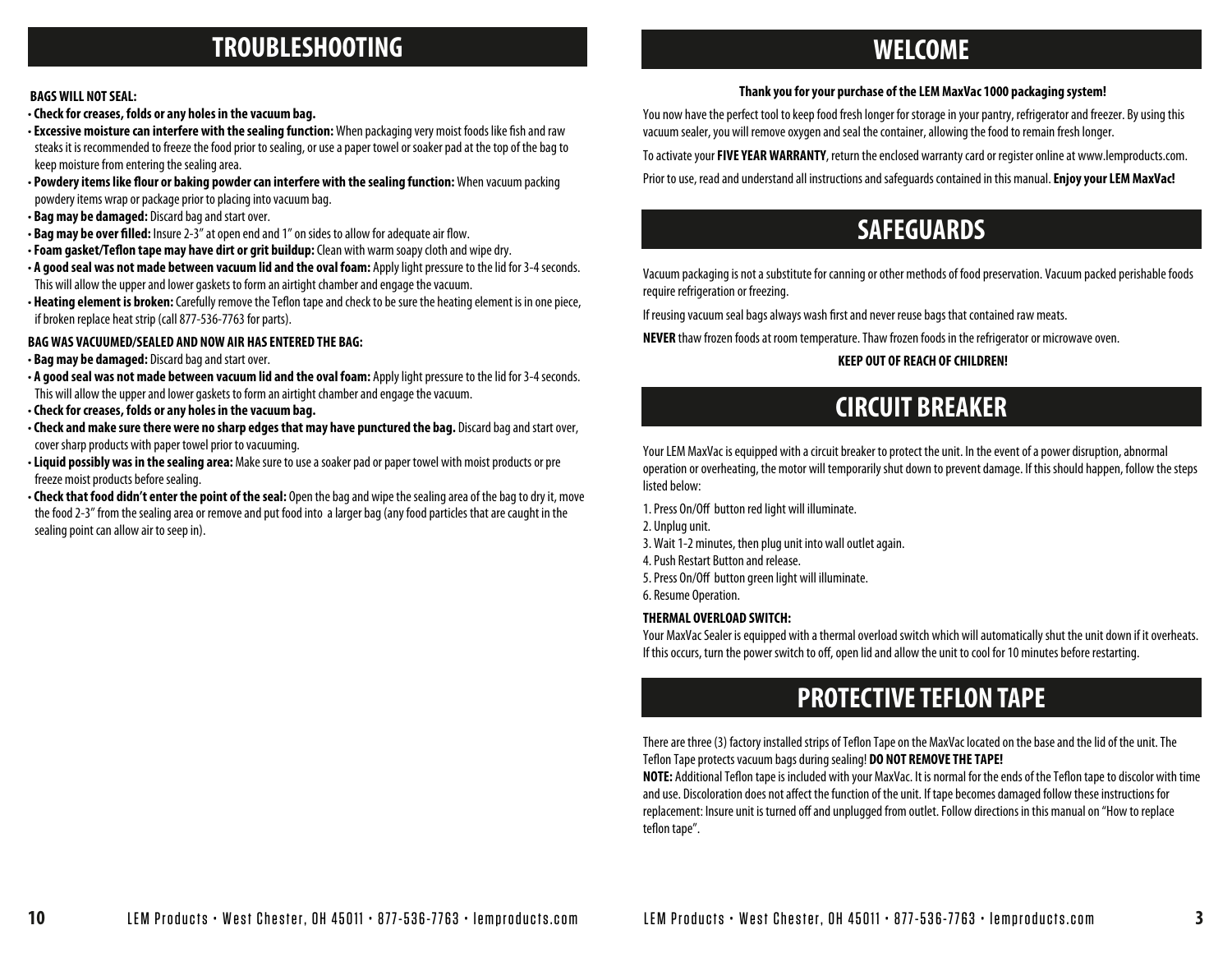# TROUBLESHOOTING

**BAGS WILL NOT SEAL:**

- **Check for creases, folds or any holes in the vacuum bag.**
- **Excessive moisture can interfere with the sealing function:** When packaging very moist foods like fish and raw steaks it is recommended to freeze the food prior to sealing, or use a paper towel or soaker pad at the top of the bag to keep moisture from entering the sealing area.
- **Powdery items like flour or baking powder can interfere with the sealing function:** When vacuum packing powdery items wrap or package prior to placing into vacuum bag.
- **Bag may be damaged:** Discard bag and start over.
- **Bag may be over filled:** Insure 2-3" at open end and 1" on sides to allow for adequate air flow.
- **Foam gasket/Teflon tape may have dirt or grit buildup:** Clean with warm soapy cloth and wipe dry.
- **A good seal was not made between vacuum lid and the oval foam:** Apply light pressure to the lid for 3-4 seconds. This will allow the upper and lower gaskets to form an airtight chamber and engage the vacuum.
- **Heating element is broken:** Carefully remove the Teflon tape and check to be sure the heating element is in one piece, if broken replace heat strip (call 877-536-7763 for parts).

**BAG WAS VACUUMED/SEALED AND NOW AIR HAS ENTERED THE BAG:**

- **Bag may be damaged:** Discard bag and start over.
- **A good seal was not made between vacuum lid and the oval foam:** Apply light pressure to the lid for 3-4 seconds. This will allow the upper and lower gaskets to form an airtight chamber and engage the vacuum.
- **Check for creases, folds or any holes in the vacuum bag.**
- **Check and make sure there were no sharp edges that may have punctured the bag.** Discard bag and start over, cover sharp products with paper towel prior to vacuuming.
- **Liquid possibly was in the sealing area:** Make sure to use a soaker pad or paper towel with moist products or pre freeze moist products before sealing.
- **Check that food didn't enter the point of the seal:** Open the bag and wipe the sealing area of the bag to dry it, move the food 2-3" from the sealing area or remove and put food into a larger bag (any food particles that are caught in the sealing point can allow air to seep in).

# WELCOME

**Thank you for your purchase of the LEM MaxVac 1000 packaging system!**

You now have the perfect tool to keep food fresh longer for storage in your pantry, refrigerator and freezer. By using this vacuum sealer, you will remove oxygen and seal the container, allowing the food to remain fresh longer.

To activate your **FIVE YEAR WARRANTY**, return the enclosed warranty card or register online at www.lemproducts.com.

Prior to use, read and understand all instructions and safeguards contained in this manual. **Enjoy your LEM MaxVac!**

# SAFEGUARDS

Vacuum packaging is not a substitute for canning or other methods of food preservation. Vacuum packed perishable foods require refrigeration or freezing.

If reusing vacuum seal bags always wash first and never reuse bags that contained raw meats.

**NEVER** thaw frozen foods at room temperature. Thaw frozen foods in the refrigerator or microwave oven.

**KEEP OUT OF REACH OF CHILDREN!**

# CIRCUIT BREAKER

Your LEM MaxVac is equipped with a circuit breaker to protect the unit. In the event of a power disruption, abnormal operation or overheating, the motor will temporarily shut down to prevent damage. If this should happen, follow the steps listed below:

1. Press On/Off button red light will illuminate.
2. Unplug unit.
3. Wait 1-2 minutes, then plug unit into wall outlet again.
4. Push Restart Button and release.
5. Press On/Off button green light will illuminate.
6. Resume Operation.

**THERMAL OVERLOAD SWITCH:**

Your MaxVac Sealer is equipped with a thermal overload switch which will automatically shut the unit down if it overheats. If this occurs, turn the power switch to off, open lid and allow the unit to cool for 10 minutes before restarting.

# PROTECTIVE TEFLON TAPE

There are three (3) factory installed strips of Teflon Tape on the MaxVac located on the base and the lid of the unit. The Teflon Tape protects vacuum bags during sealing! **DO NOT REMOVE THE TAPE!**

**NOTE:** Additional Teflon tape is included with your MaxVac. It is normal for the ends of the Teflon tape to discolor with time and use. Discoloration does not affect the function of the unit. If tape becomes damaged follow these instructions for replacement: Insure unit is turned off and unplugged from outlet. Follow directions in this manual on "How to replace teflon tape".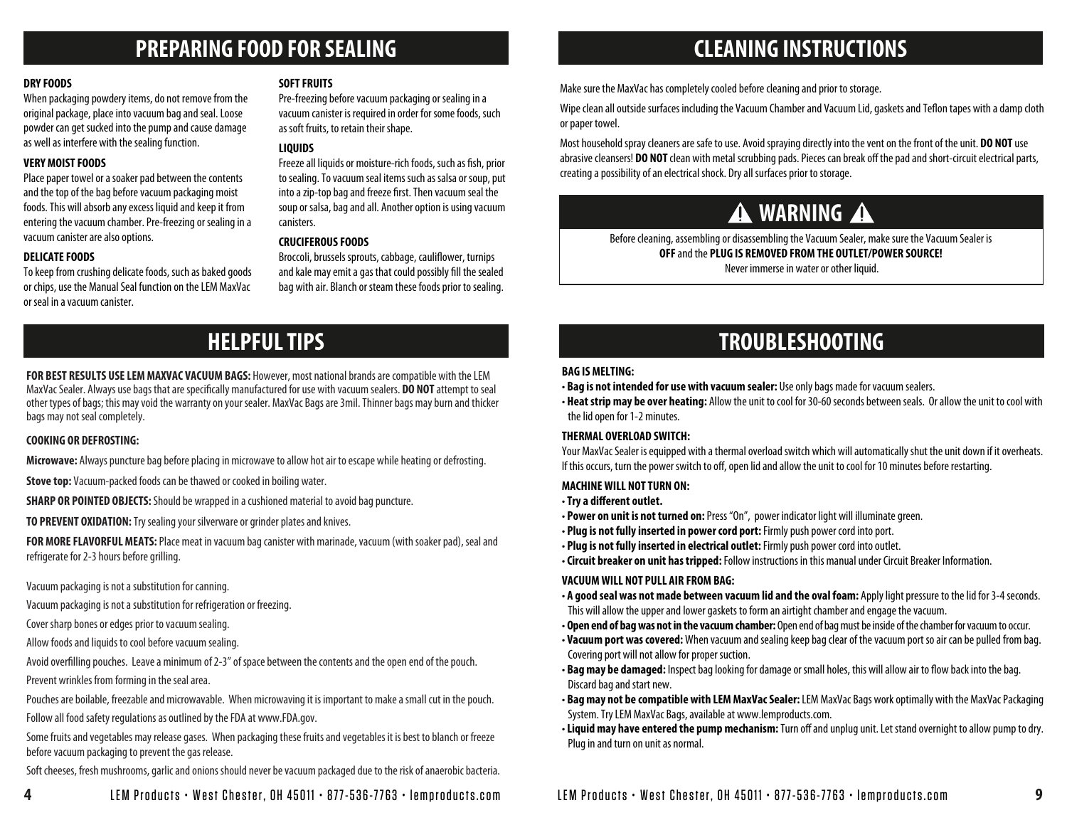# PREPARING FOOD FOR SEALING

**DRY FOODS**

When packaging powdery items, do not remove from the original package, place into vacuum bag and seal. Loose powder can get sucked into the pump and cause damage as well as interfere with the sealing function.

**VERY MOIST FOODS**

Place paper towel or a soaker pad between the contents and the top of the bag before vacuum packaging moist foods. This will absorb any excess liquid and keep it from entering the vacuum chamber. Pre-freezing or sealing in a vacuum canister are also options.

**DELICATE FOODS**

To keep from crushing delicate foods, such as baked goods or chips, use the Manual Seal function on the LEM MaxVac or seal in a vacuum canister.

**SOFT FRUITS**

Pre-freezing before vacuum packaging or sealing in a vacuum canister is required in order for some foods, such as soft fruits, to retain their shape.

**LIQUIDS**

Freeze all liquids or moisture-rich foods, such as fish, prior to sealing. To vacuum seal items such as salsa or soup, put into a zip-top bag and freeze first. Then vacuum seal the soup or salsa, bag and all. Another option is using vacuum canisters.

**CRUCIFEROUS FOODS**

Broccoli, brussels sprouts, cabbage, cauliflower, turnips and kale may emit a gas that could possibly fill the sealed bag with air. Blanch or steam these foods prior to sealing.

# HELPFUL TIPS

**FOR BEST RESULTS USE LEM MAXVAC VACUUM BAGS:** However, most national brands are compatible with the LEM MaxVac Sealer. Always use bags that are specifically manufactured for use with vacuum sealers. **DO NOT** attempt to seal other types of bags; this may void the warranty on your sealer. MaxVac Bags are 3mil. Thinner bags may burn and thicker bags may not seal completely.

**COOKING OR DEFROSTING:**

**Microwave:** Always puncture bag before placing in microwave to allow hot air to escape while heating or defrosting.

**Stove top:** Vacuum-packed foods can be thawed or cooked in boiling water.

**SHARP OR POINTED OBJECTS:** Should be wrapped in a cushioned material to avoid bag puncture.

**TO PREVENT OXIDATION:** Try sealing your silverware or grinder plates and knives.

**FOR MORE FLAVORFUL MEATS:** Place meat in vacuum bag canister with marinade, vacuum (with soaker pad), seal and refrigerate for 2-3 hours before grilling.

Vacuum packaging is not a substitution for canning.

Vacuum packaging is not a substitution for refrigeration or freezing.

Cover sharp bones or edges prior to vacuum sealing.

Allow foods and liquids to cool before vacuum sealing.

Avoid overfilling pouches. Leave a minimum of 2-3" of space between the contents and the open end of the pouch.

Prevent wrinkles from forming in the seal area.

Pouches are boilable, freezable and microwavable. When microwaving it is important to make a small cut in the pouch.

Follow all food safety regulations as outlined by the FDA at www.FDA.gov.

Some fruits and vegetables may release gases. When packaging these fruits and vegetables it is best to blanch or freeze before vacuum packaging to prevent the gas release.

Soft cheeses, fresh mushrooms, garlic and onions should never be vacuum packaged due to the risk of anaerobic bacteria.

# CLEANING INSTRUCTIONS

Make sure the MaxVac has completely cooled before cleaning and prior to storage.

Wipe clean all outside surfaces including the Vacuum Chamber and Vacuum Lid, gaskets and Teflon tapes with a damp cloth or paper towel.

Most household spray cleaners are safe to use. Avoid spraying directly into the vent on the front of the unit. **DO NOT** use abrasive cleansers! **DO NOT** clean with metal scrubbing pads. Pieces can break off the pad and short-circuit electrical parts, creating a possibility of an electrical shock. Dry all surfaces prior to storage.

## ⚠ WARNING ⚠

Before cleaning, assembling or disassembling the Vacuum Sealer, make sure the Vacuum Sealer is **OFF** and the **PLUG IS REMOVED FROM THE OUTLET/POWER SOURCE!**
Never immerse in water or other liquid.

# TROUBLESHOOTING

**BAG IS MELTING:**

- **Bag is not intended for use with vacuum sealer:** Use only bags made for vacuum sealers.
- **Heat strip may be over heating:** Allow the unit to cool for 30-60 seconds between seals. Or allow the unit to cool with the lid open for 1-2 minutes.

**THERMAL OVERLOAD SWITCH:**

Your MaxVac Sealer is equipped with a thermal overload switch which will automatically shut the unit down if it overheats. If this occurs, turn the power switch to off, open lid and allow the unit to cool for 10 minutes before restarting.

**MACHINE WILL NOT TURN ON:**

- **Try a different outlet.**
- **Power on unit is not turned on:** Press "On", power indicator light will illuminate green.
- **Plug is not fully inserted in power cord port:** Firmly push power cord into port.
- **Plug is not fully inserted in electrical outlet:** Firmly push power cord into outlet.
- **Circuit breaker on unit has tripped:** Follow instructions in this manual under Circuit Breaker Information.

**VACUUM WILL NOT PULL AIR FROM BAG:**

- **A good seal was not made between vacuum lid and the oval foam:** Apply light pressure to the lid for 3-4 seconds. This will allow the upper and lower gaskets to form an airtight chamber and engage the vacuum.
- **Open end of bag was not in the vacuum chamber:** Open end of bag must be inside of the chamber for vacuum to occur.
- **Vacuum port was covered:** When vacuum and sealing keep bag clear of the vacuum port so air can be pulled from bag. Covering port will not allow for proper suction.
- **Bag may be damaged:** Inspect bag looking for damage or small holes, this will allow air to flow back into the bag. Discard bag and start new.
- **Bag may not be compatible with LEM MaxVac Sealer:** LEM MaxVac Bags work optimally with the MaxVac Packaging System. Try LEM MaxVac Bags, available at www.lemproducts.com.
- **Liquid may have entered the pump mechanism:** Turn off and unplug unit. Let stand overnight to allow pump to dry. Plug in and turn on unit as normal.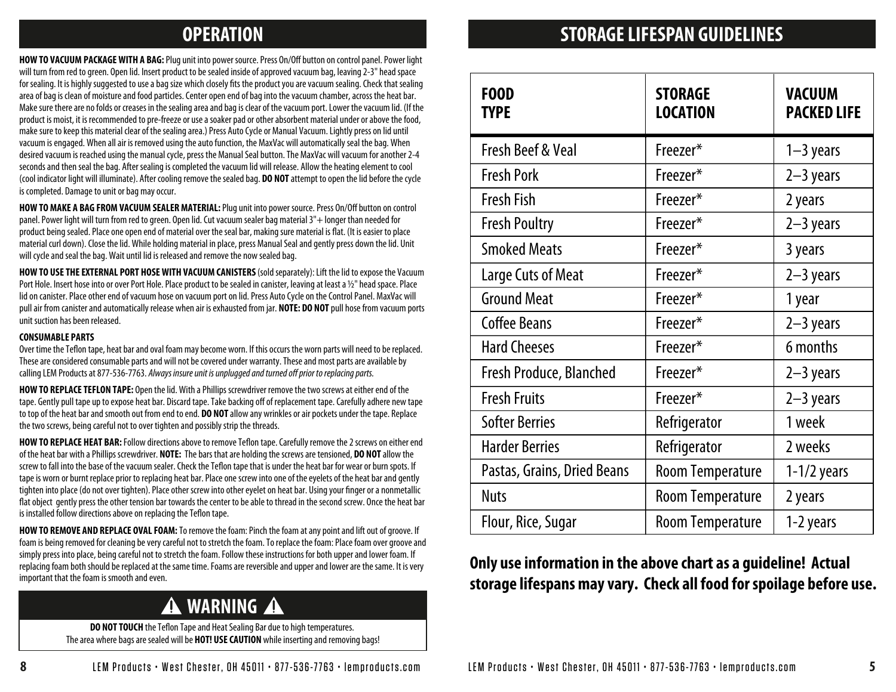## OPERATION

**HOW TO VACUUM PACKAGE WITH A BAG:** Plug unit into power source. Press On/Off button on control panel. Power light will turn from red to green. Open lid. Insert product to be sealed inside of approved vacuum bag, leaving 2-3" head space for sealing. It is highly suggested to use a bag size which closely fits the product you are vacuum sealing. Check that sealing area of bag is clean of moisture and food particles. Center open end of bag into the vacuum chamber, across the heat bar. Make sure there are no folds or creases in the sealing area and bag is clear of the vacuum port. Lower the vacuum lid. (If the product is moist, it is recommended to pre-freeze or use a soaker pad or other absorbent material under or above the food, make sure to keep this material clear of the sealing area.) Press Auto Cycle or Manual Vacuum. Lightly press on lid until vacuum is engaged. When all air is removed using the auto function, the MaxVac will automatically seal the bag. When desired vacuum is reached using the manual cycle, press the Manual Seal button. The MaxVac will vacuum for another 2-4 seconds and then seal the bag. After sealing is completed the vacuum lid will release. Allow the heating element to cool (cool indicator light will illuminate). After cooling remove the sealed bag. **DO NOT** attempt to open the lid before the cycle is completed. Damage to unit or bag may occur.

**HOW TO MAKE A BAG FROM VACUUM SEALER MATERIAL:** Plug unit into power source. Press On/Off button on control panel. Power light will turn from red to green. Open lid. Cut vacuum sealer bag material 3"+ longer than needed for product being sealed. Place one open end of material over the seal bar, making sure material is flat. (It is easier to place material curl down). Close the lid. While holding material in place, press Manual Seal and gently press down the lid. Unit will cycle and seal the bag. Wait until lid is released and remove the now sealed bag.

**HOW TO USE THE EXTERNAL PORT HOSE WITH VACUUM CANISTERS** (sold separately): Lift the lid to expose the Vacuum Port Hole. Insert hose into or over Port Hole. Place product to be sealed in canister, leaving at least a ½" head space. Place lid on canister. Place other end of vacuum hose on vacuum port on lid. Press Auto Cycle on the Control Panel. MaxVac will pull air from canister and automatically release when air is exhausted from jar. **NOTE: DO NOT** pull hose from vacuum ports unit suction has been released.

**CONSUMABLE PARTS**

Over time the Teflon tape, heat bar and oval foam may become worn. If this occurs the worn parts will need to be replaced. These are considered consumable parts and will not be covered under warranty. These and most parts are available by calling LEM Products at 877-536-7763. *Always insure unit is unplugged and turned off prior to replacing parts.*

**HOW TO REPLACE TEFLON TAPE:** Open the lid. With a Phillips screwdriver remove the two screws at either end of the tape. Gently pull tape up to expose heat bar. Discard tape. Take backing off of replacement tape. Carefully adhere new tape to top of the heat bar and smooth out from end to end. **DO NOT** allow any wrinkles or air pockets under the tape. Replace the two screws, being careful not to over tighten and possibly strip the threads.

**HOW TO REPLACE HEAT BAR:** Follow directions above to remove Teflon tape. Carefully remove the 2 screws on either end of the heat bar with a Phillips screwdriver. **NOTE:** The bars that are holding the screws are tensioned, **DO NOT** allow the screw to fall into the base of the vacuum sealer. Check the Teflon tape that is under the heat bar for wear or burn spots. If tape is worn or burnt replace prior to replacing heat bar. Place one screw into one of the eyelets of the heat bar and gently tighten into place (do not over tighten). Place other screw into other eyelet on heat bar. Using your finger or a nonmetallic flat object gently press the other tension bar towards the center to be able to thread in the second screw. Once the heat bar is installed follow directions above on replacing the Teflon tape.

**HOW TO REMOVE AND REPLACE OVAL FOAM:** To remove the foam: Pinch the foam at any point and lift out of groove. If foam is being removed for cleaning be very careful not to stretch the foam. To replace the foam: Place foam over groove and simply press into place, being careful not to stretch the foam. Follow these instructions for both upper and lower foam. If replacing foam both should be replaced at the same time. Foams are reversible and upper and lower are the same. It is very important that the foam is smooth and even.

### ⚠ WARNING ⚠

**DO NOT TOUCH** the Teflon Tape and Heat Sealing Bar due to high temperatures.
The area where bags are sealed will be **HOT! USE CAUTION** while inserting and removing bags!

## STORAGE LIFESPAN GUIDELINES

| FOOD TYPE | STORAGE LOCATION | VACUUM PACKED LIFE |
|---|---|---|
| Fresh Beef & Veal | Freezer* | 1–3 years |
| Fresh Pork | Freezer* | 2–3 years |
| Fresh Fish | Freezer* | 2 years |
| Fresh Poultry | Freezer* | 2–3 years |
| Smoked Meats | Freezer* | 3 years |
| Large Cuts of Meat | Freezer* | 2–3 years |
| Ground Meat | Freezer* | 1 year |
| Coffee Beans | Freezer* | 2–3 years |
| Hard Cheeses | Freezer* | 6 months |
| Fresh Produce, Blanched | Freezer* | 2–3 years |
| Fresh Fruits | Freezer* | 2–3 years |
| Softer Berries | Refrigerator | 1 week |
| Harder Berries | Refrigerator | 2 weeks |
| Pastas, Grains, Dried Beans | Room Temperature | 1-1/2 years |
| Nuts | Room Temperature | 2 years |
| Flour, Rice, Sugar | Room Temperature | 1-2 years |

**Only use information in the above chart as a guideline! Actual storage lifespans may vary. Check all food for spoilage before use.**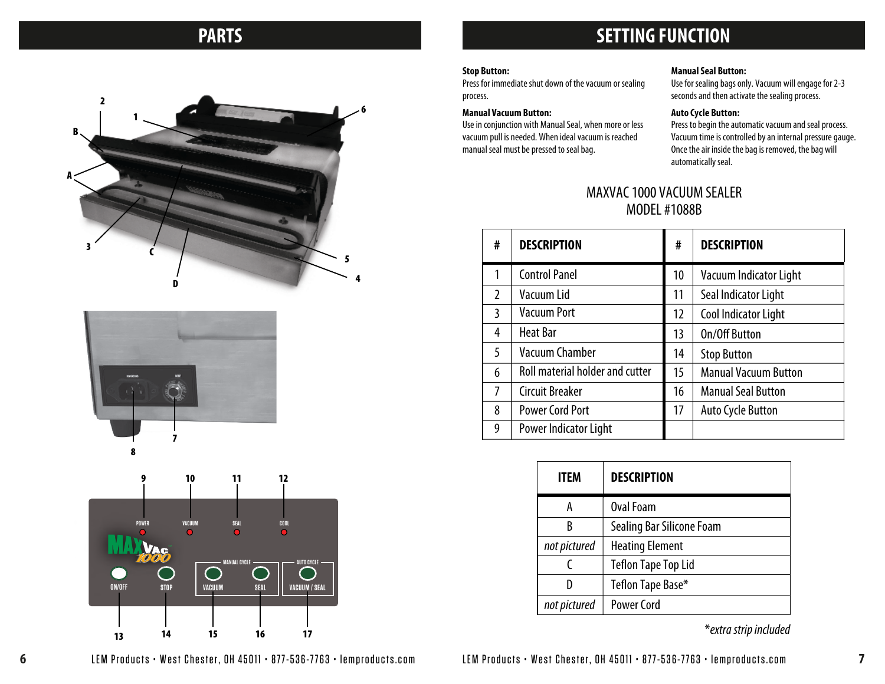## PARTS

2
1
6
B
A
3
C
5
4
D

8
7

9 10 11 12

POWER VACUUM SEAL COOL

MAXVAC 1000

MANUAL CYCLE AUTO CYCLE

ON/OFF STOP VACUUM SEAL VACUUM / SEAL

13 14 15 16 17

## SETTING FUNCTION

**Stop Button:**
Press for immediate shut down of the vacuum or sealing process.

**Manual Vacuum Button:**
Use in conjunction with Manual Seal, when more or less vacuum pull is needed. When ideal vacuum is reached manual seal must be pressed to seal bag.

**Manual Seal Button:**
Use for sealing bags only. Vacuum will engage for 2-3 seconds and then activate the sealing process.

**Auto Cycle Button:**
Press to begin the automatic vacuum and seal process. Vacuum time is controlled by an internal pressure gauge. Once the air inside the bag is removed, the bag will automatically seal.

MAXVAC 1000 VACUUM SEALER
MODEL #1088B

| # | DESCRIPTION | # | DESCRIPTION |
|---|---|---|---|
| 1 | Control Panel | 10 | Vacuum Indicator Light |
| 2 | Vacuum Lid | 11 | Seal Indicator Light |
| 3 | Vacuum Port | 12 | Cool Indicator Light |
| 4 | Heat Bar | 13 | On/Off Button |
| 5 | Vacuum Chamber | 14 | Stop Button |
| 6 | Roll material holder and cutter | 15 | Manual Vacuum Button |
| 7 | Circuit Breaker | 16 | Manual Seal Button |
| 8 | Power Cord Port | 17 | Auto Cycle Button |
| 9 | Power Indicator Light | | |

| ITEM | DESCRIPTION |
|---|---|
| A | Oval Foam |
| B | Sealing Bar Silicone Foam |
| *not pictured* | Heating Element |
| C | Teflon Tape Top Lid |
| D | Teflon Tape Base* |
| *not pictured* | Power Cord |

**extra strip included*